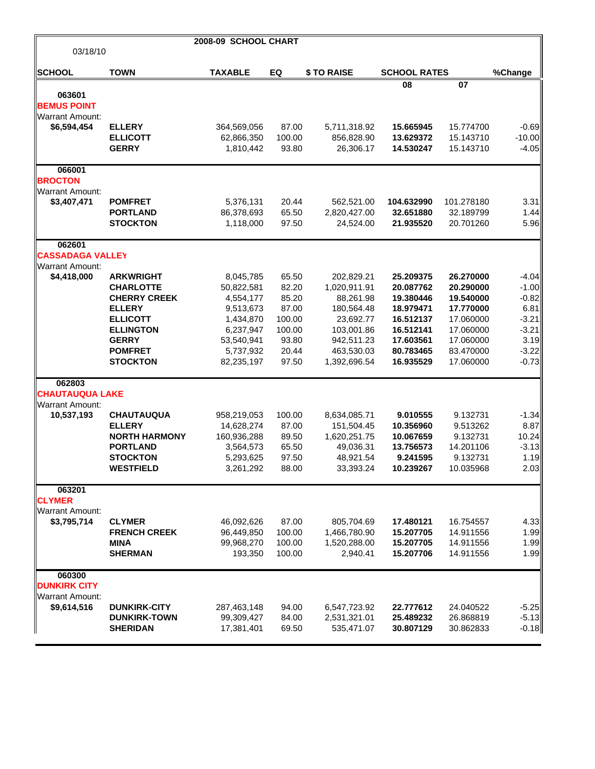# 2008-09 SCHOOL CHART

03/18/10

| SCHOOL | TOWN | TAXABLE | EQ | $ TO RAISE | SCHOOL RATES 08 | SCHOOL RATES 07 | %Change |
|---|---|---|---|---|---|---|---|
| 063601 | | | | | | | |
| **BEMUS POINT** | | | | | | | |
| Warrant Amount: | | | | | | | |
| **$6,594,454** | **ELLERY** | 364,569,056 | 87.00 | 5,711,318.92 | **15.665945** | 15.774700 | -0.69 |
| | **ELLICOTT** | 62,866,350 | 100.00 | 856,828.90 | **13.629372** | 15.143710 | -10.00 |
| | **GERRY** | 1,810,442 | 93.80 | 26,306.17 | **14.530247** | 15.143710 | -4.05 |
| 066001 | | | | | | | |
| **BROCTON** | | | | | | | |
| Warrant Amount: | | | | | | | |
| **$3,407,471** | **POMFRET** | 5,376,131 | 20.44 | 562,521.00 | **104.632990** | 101.278180 | 3.31 |
| | **PORTLAND** | 86,378,693 | 65.50 | 2,820,427.00 | **32.651880** | 32.189799 | 1.44 |
| | **STOCKTON** | 1,118,000 | 97.50 | 24,524.00 | **21.935520** | 20.701260 | 5.96 |
| 062601 | | | | | | | |
| **CASSADAGA VALLEY** | | | | | | | |
| Warrant Amount: | | | | | | | |
| **$4,418,000** | **ARKWRIGHT** | 8,045,785 | 65.50 | 202,829.21 | **25.209375** | **26.270000** | -4.04 |
| | **CHARLOTTE** | 50,822,581 | 82.20 | 1,020,911.91 | **20.087762** | **20.290000** | -1.00 |
| | **CHERRY CREEK** | 4,554,177 | 85.20 | 88,261.98 | **19.380446** | **19.540000** | -0.82 |
| | **ELLERY** | 9,513,673 | 87.00 | 180,564.48 | **18.979471** | **17.770000** | 6.81 |
| | **ELLICOTT** | 1,434,870 | 100.00 | 23,692.77 | **16.512137** | 17.060000 | -3.21 |
| | **ELLINGTON** | 6,237,947 | 100.00 | 103,001.86 | **16.512141** | 17.060000 | -3.21 |
| | **GERRY** | 53,540,941 | 93.80 | 942,511.23 | **17.603561** | 17.060000 | 3.19 |
| | **POMFRET** | 5,737,932 | 20.44 | 463,530.03 | **80.783465** | 83.470000 | -3.22 |
| | **STOCKTON** | 82,235,197 | 97.50 | 1,392,696.54 | **16.935529** | 17.060000 | -0.73 |
| 062803 | | | | | | | |
| **CHAUTAUQUA LAKE** | | | | | | | |
| Warrant Amount: | | | | | | | |
| **10,537,193** | **CHAUTAUQUA** | 958,219,053 | 100.00 | 8,634,085.71 | **9.010555** | 9.132731 | -1.34 |
| | **ELLERY** | 14,628,274 | 87.00 | 151,504.45 | **10.356960** | 9.513262 | 8.87 |
| | **NORTH HARMONY** | 160,936,288 | 89.50 | 1,620,251.75 | **10.067659** | 9.132731 | 10.24 |
| | **PORTLAND** | 3,564,573 | 65.50 | 49,036.31 | **13.756573** | 14.201106 | -3.13 |
| | **STOCKTON** | 5,293,625 | 97.50 | 48,921.54 | **9.241595** | 9.132731 | 1.19 |
| | **WESTFIELD** | 3,261,292 | 88.00 | 33,393.24 | **10.239267** | 10.035968 | 2.03 |
| 063201 | | | | | | | |
| **CLYMER** | | | | | | | |
| Warrant Amount: | | | | | | | |
| **$3,795,714** | **CLYMER** | 46,092,626 | 87.00 | 805,704.69 | **17.480121** | 16.754557 | 4.33 |
| | **FRENCH CREEK** | 96,449,850 | 100.00 | 1,466,780.90 | **15.207705** | 14.911556 | 1.99 |
| | **MINA** | 99,968,270 | 100.00 | 1,520,288.00 | **15.207705** | 14.911556 | 1.99 |
| | **SHERMAN** | 193,350 | 100.00 | 2,940.41 | **15.207706** | 14.911556 | 1.99 |
| 060300 | | | | | | | |
| **DUNKIRK CITY** | | | | | | | |
| Warrant Amount: | | | | | | | |
| **$9,614,516** | **DUNKIRK-CITY** | 287,463,148 | 94.00 | 6,547,723.92 | **22.777612** | 24.040522 | -5.25 |
| | **DUNKIRK-TOWN** | 99,309,427 | 84.00 | 2,531,321.01 | **25.489232** | 26.868819 | -5.13 |
| | **SHERIDAN** | 17,381,401 | 69.50 | 535,471.07 | **30.807129** | 30.862833 | -0.18 |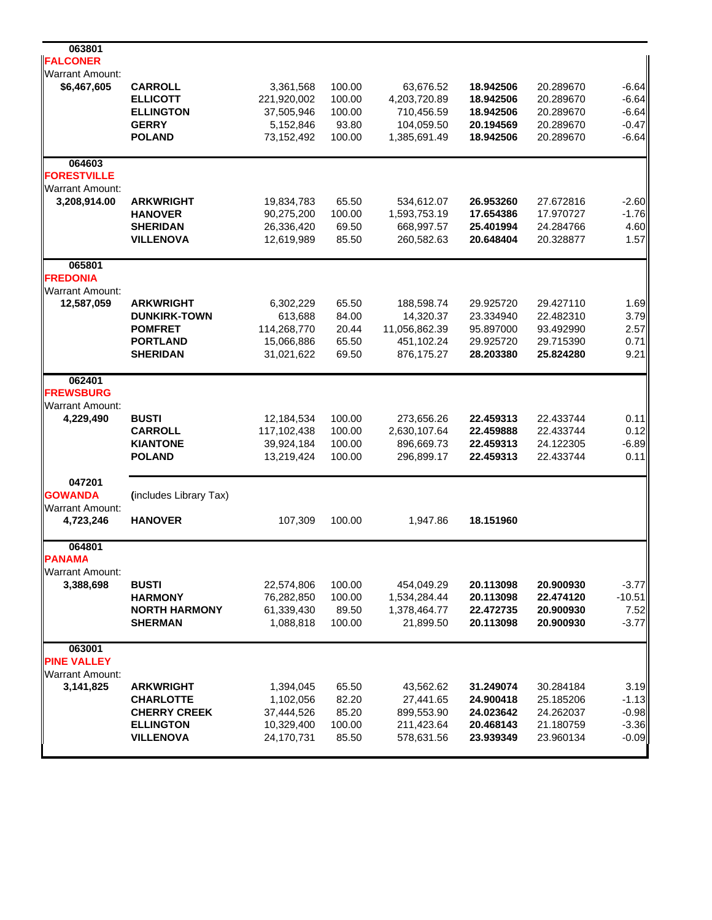| District | Town | Assessed Value | Equalization Rate | Tax Levy | Tax Rate | Prior Rate | % Change |
|---|---|---|---|---|---|---|---|
| **063801** **FALCONER** Warrant Amount: **$6,467,605** | **CARROLL** | 3,361,568 | 100.00 | 63,676.52 | **18.942506** | 20.289670 | -6.64 |
| | **ELLICOTT** | 221,920,002 | 100.00 | 4,203,720.89 | **18.942506** | 20.289670 | -6.64 |
| | **ELLINGTON** | 37,505,946 | 100.00 | 710,456.59 | **18.942506** | 20.289670 | -6.64 |
| | **GERRY** | 5,152,846 | 93.80 | 104,059.50 | **20.194569** | 20.289670 | -0.47 |
| | **POLAND** | 73,152,492 | 100.00 | 1,385,691.49 | **18.942506** | 20.289670 | -6.64 |
| **064603** **FORESTVILLE** Warrant Amount: **3,208,914.00** | **ARKWRIGHT** | 19,834,783 | 65.50 | 534,612.07 | **26.953260** | 27.672816 | -2.60 |
| | **HANOVER** | 90,275,200 | 100.00 | 1,593,753.19 | **17.654386** | 17.970727 | -1.76 |
| | **SHERIDAN** | 26,336,420 | 69.50 | 668,997.57 | **25.401994** | 24.284766 | 4.60 |
| | **VILLENOVA** | 12,619,989 | 85.50 | 260,582.63 | **20.648404** | 20.328877 | 1.57 |
| **065801** **FREDONIA** Warrant Amount: **12,587,059** | **ARKWRIGHT** | 6,302,229 | 65.50 | 188,598.74 | 29.925720 | 29.427110 | 1.69 |
| | **DUNKIRK-TOWN** | 613,688 | 84.00 | 14,320.37 | 23.334940 | 22.482310 | 3.79 |
| | **POMFRET** | 114,268,770 | 20.44 | 11,056,862.39 | 95.897000 | 93.492990 | 2.57 |
| | **PORTLAND** | 15,066,886 | 65.50 | 451,102.24 | 29.925720 | 29.715390 | 0.71 |
| | **SHERIDAN** | 31,021,622 | 69.50 | 876,175.27 | **28.203380** | **25.824280** | 9.21 |
| **062401** **FREWSBURG** Warrant Amount: **4,229,490** | **BUSTI** | 12,184,534 | 100.00 | 273,656.26 | **22.459313** | 22.433744 | 0.11 |
| | **CARROLL** | 117,102,438 | 100.00 | 2,630,107.64 | **22.459888** | 22.433744 | 0.12 |
| | **KIANTONE** | 39,924,184 | 100.00 | 896,669.73 | **22.459313** | 24.122305 | -6.89 |
| | **POLAND** | 13,219,424 | 100.00 | 296,899.17 | **22.459313** | 22.433744 | 0.11 |
| **047201** **GOWANDA** Warrant Amount: **4,723,246** | (includes Library Tax) | | | | | | |
| | **HANOVER** | 107,309 | 100.00 | 1,947.86 | **18.151960** | | |
| **064801** **PANAMA** Warrant Amount: **3,388,698** | **BUSTI** | 22,574,806 | 100.00 | 454,049.29 | **20.113098** | **20.900930** | -3.77 |
| | **HARMONY** | 76,282,850 | 100.00 | 1,534,284.44 | **20.113098** | **22.474120** | -10.51 |
| | **NORTH HARMONY** | 61,339,430 | 89.50 | 1,378,464.77 | **22.472735** | **20.900930** | 7.52 |
| | **SHERMAN** | 1,088,818 | 100.00 | 21,899.50 | **20.113098** | **20.900930** | -3.77 |
| **063001** **PINE VALLEY** Warrant Amount: **3,141,825** | **ARKWRIGHT** | 1,394,045 | 65.50 | 43,562.62 | **31.249074** | 30.284184 | 3.19 |
| | **CHARLOTTE** | 1,102,056 | 82.20 | 27,441.65 | **24.900418** | 25.185206 | -1.13 |
| | **CHERRY CREEK** | 37,444,526 | 85.20 | 899,553.90 | **24.023642** | 24.262037 | -0.98 |
| | **ELLINGTON** | 10,329,400 | 100.00 | 211,423.64 | **20.468143** | 21.180759 | -3.36 |
| | **VILLENOVA** | 24,170,731 | 85.50 | 578,631.56 | **23.939349** | 23.960134 | -0.09 |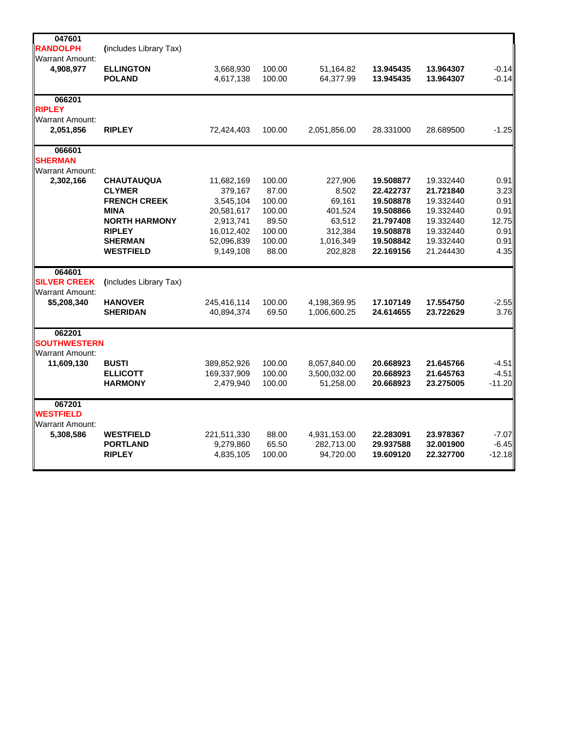| | | | | | | | |
|---|---|---|---|---|---|---|---|
| 047601<br>RANDOLPH<br>Warrant Amount: | (includes Library Tax) | | | | | | |
| 4,908,977 | **ELLINGTON** | 3,668,930 | 100.00 | 51,164.82 | **13.945435** | **13.964307** | -0.14 |
| | **POLAND** | 4,617,138 | 100.00 | 64,377.99 | **13.945435** | **13.964307** | -0.14 |
| 066201<br>RIPLEY<br>Warrant Amount: | | | | | | | |
| 2,051,856 | **RIPLEY** | 72,424,403 | 100.00 | 2,051,856.00 | 28.331000 | 28.689500 | -1.25 |
| 066601<br>SHERMAN<br>Warrant Amount: | | | | | | | |
| 2,302,166 | **CHAUTAUQUA** | 11,682,169 | 100.00 | 227,906 | **19.508877** | 19.332440 | 0.91 |
| | **CLYMER** | 379,167 | 87.00 | 8,502 | **22.422737** | 21.721840 | 3.23 |
| | **FRENCH CREEK** | 3,545,104 | 100.00 | 69,161 | **19.508878** | 19.332440 | 0.91 |
| | **MINA** | 20,581,617 | 100.00 | 401,524 | **19.508866** | 19.332440 | 0.91 |
| | **NORTH HARMONY** | 2,913,741 | 89.50 | 63,512 | **21.797408** | 19.332440 | 12.75 |
| | **RIPLEY** | 16,012,402 | 100.00 | 312,384 | **19.508878** | 19.332440 | 0.91 |
| | **SHERMAN** | 52,096,839 | 100.00 | 1,016,349 | **19.508842** | 19.332440 | 0.91 |
| | **WESTFIELD** | 9,149,108 | 88.00 | 202,828 | **22.169156** | 21.244430 | 4.35 |
| 064601<br>SILVER CREEK<br>Warrant Amount: | (includes Library Tax) | | | | | | |
| $5,208,340 | **HANOVER** | 245,416,114 | 100.00 | 4,198,369.95 | **17.107149** | **17.554750** | -2.55 |
| | **SHERIDAN** | 40,894,374 | 69.50 | 1,006,600.25 | **24.614655** | **23.722629** | 3.76 |
| 062201<br>SOUTHWESTERN<br>Warrant Amount: | | | | | | | |
| 11,609,130 | **BUSTI** | 389,852,926 | 100.00 | 8,057,840.00 | **20.668923** | **21.645766** | -4.51 |
| | **ELLICOTT** | 169,337,909 | 100.00 | 3,500,032.00 | **20.668923** | **21.645763** | -4.51 |
| | **HARMONY** | 2,479,940 | 100.00 | 51,258.00 | **20.668923** | **23.275005** | -11.20 |
| 067201<br>WESTFIELD<br>Warrant Amount: | | | | | | | |
| 5,308,586 | **WESTFIELD** | 221,511,330 | 88.00 | 4,931,153.00 | **22.283091** | **23.978367** | -7.07 |
| | **PORTLAND** | 9,279,860 | 65.50 | 282,713.00 | **29.937588** | **32.001900** | -6.45 |
| | **RIPLEY** | 4,835,105 | 100.00 | 94,720.00 | **19.609120** | **22.327700** | -12.18 |